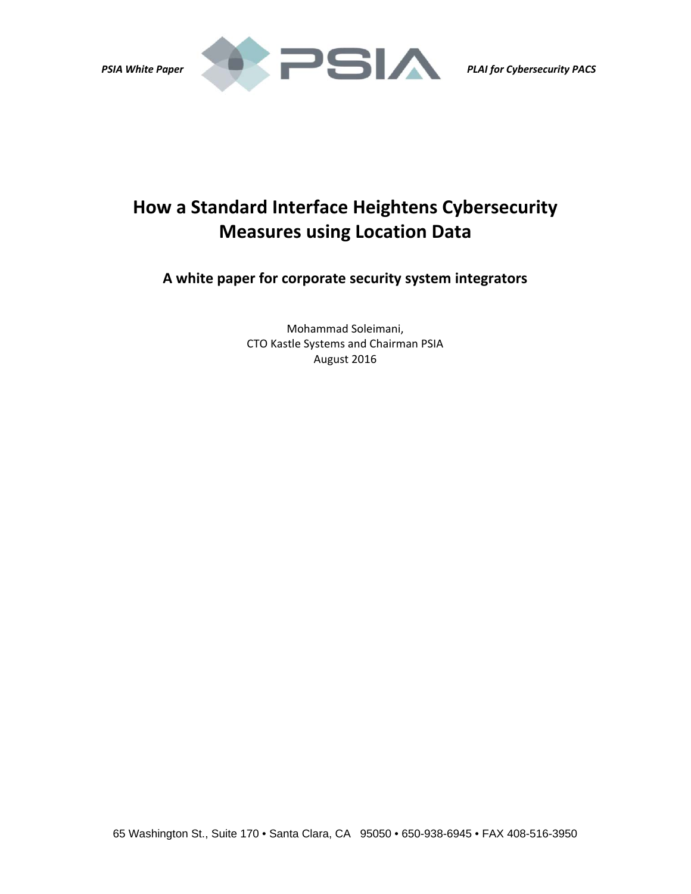# How a Standard Interface Heightens Cybersecurity Measures using Location Data

## A white paper for corporate security system integrators

Mohammad Soleimani,
CTO Kastle Systems and Chairman PSIA
August 2016

65 Washington St., Suite 170 • Santa Clara, CA 95050 • 650-938-6945 • FAX 408-516-3950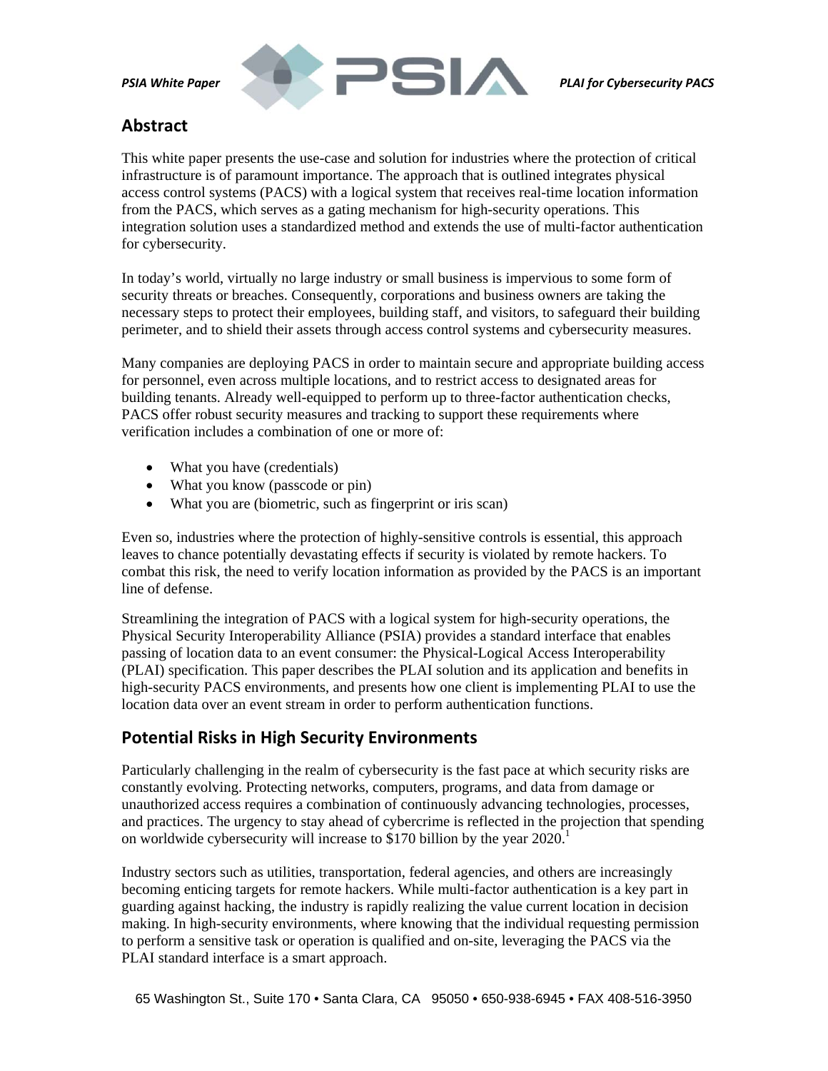## Abstract

This white paper presents the use-case and solution for industries where the protection of critical infrastructure is of paramount importance. The approach that is outlined integrates physical access control systems (PACS) with a logical system that receives real-time location information from the PACS, which serves as a gating mechanism for high-security operations. This integration solution uses a standardized method and extends the use of multi-factor authentication for cybersecurity.

In today's world, virtually no large industry or small business is impervious to some form of security threats or breaches. Consequently, corporations and business owners are taking the necessary steps to protect their employees, building staff, and visitors, to safeguard their building perimeter, and to shield their assets through access control systems and cybersecurity measures.

Many companies are deploying PACS in order to maintain secure and appropriate building access for personnel, even across multiple locations, and to restrict access to designated areas for building tenants. Already well-equipped to perform up to three-factor authentication checks, PACS offer robust security measures and tracking to support these requirements where verification includes a combination of one or more of:

- What you have (credentials)
- What you know (passcode or pin)
- What you are (biometric, such as fingerprint or iris scan)

Even so, industries where the protection of highly-sensitive controls is essential, this approach leaves to chance potentially devastating effects if security is violated by remote hackers. To combat this risk, the need to verify location information as provided by the PACS is an important line of defense.

Streamlining the integration of PACS with a logical system for high-security operations, the Physical Security Interoperability Alliance (PSIA) provides a standard interface that enables passing of location data to an event consumer: the Physical-Logical Access Interoperability (PLAI) specification. This paper describes the PLAI solution and its application and benefits in high-security PACS environments, and presents how one client is implementing PLAI to use the location data over an event stream in order to perform authentication functions.

## Potential Risks in High Security Environments

Particularly challenging in the realm of cybersecurity is the fast pace at which security risks are constantly evolving. Protecting networks, computers, programs, and data from damage or unauthorized access requires a combination of continuously advancing technologies, processes, and practices. The urgency to stay ahead of cybercrime is reflected in the projection that spending on worldwide cybersecurity will increase to $170 billion by the year 2020.[1]

Industry sectors such as utilities, transportation, federal agencies, and others are increasingly becoming enticing targets for remote hackers. While multi-factor authentication is a key part in guarding against hacking, the industry is rapidly realizing the value current location in decision making. In high-security environments, where knowing that the individual requesting permission to perform a sensitive task or operation is qualified and on-site, leveraging the PACS via the PLAI standard interface is a smart approach.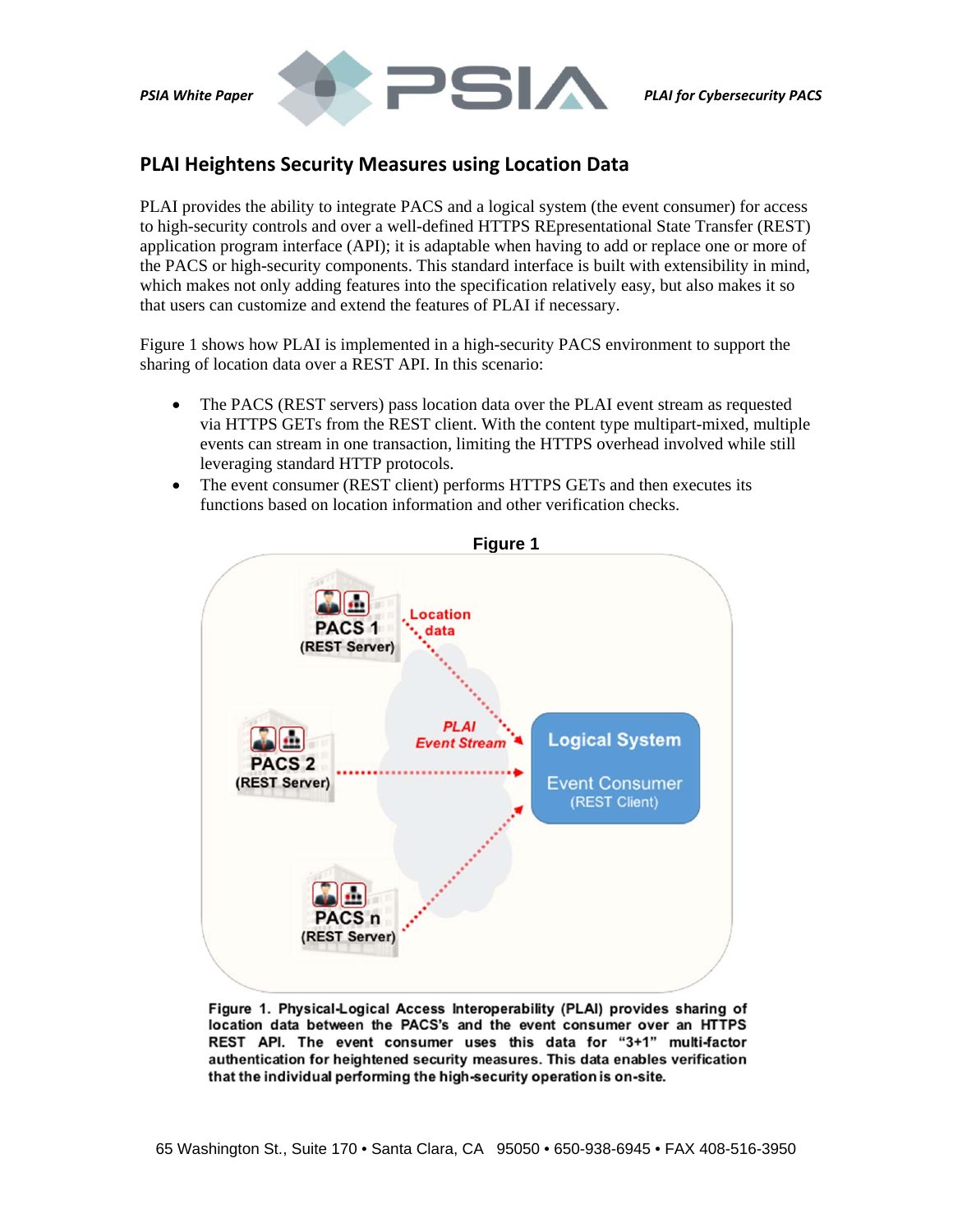## PLAI Heightens Security Measures using Location Data

PLAI provides the ability to integrate PACS and a logical system (the event consumer) for access to high-security controls and over a well-defined HTTPS REpresentational State Transfer (REST) application program interface (API); it is adaptable when having to add or replace one or more of the PACS or high-security components. This standard interface is built with extensibility in mind, which makes not only adding features into the specification relatively easy, but also makes it so that users can customize and extend the features of PLAI if necessary.

Figure 1 shows how PLAI is implemented in a high-security PACS environment to support the sharing of location data over a REST API. In this scenario:

- The PACS (REST servers) pass location data over the PLAI event stream as requested via HTTPS GETs from the REST client. With the content type multipart-mixed, multiple events can stream in one transaction, limiting the HTTPS overhead involved while still leveraging standard HTTP protocols.
- The event consumer (REST client) performs HTTPS GETs and then executes its functions based on location information and other verification checks.

**Figure 1**

**Figure 1. Physical-Logical Access Interoperability (PLAI) provides sharing of location data between the PACS's and the event consumer over an HTTPS REST API. The event consumer uses this data for "3+1" multi-factor authentication for heightened security measures. This data enables verification that the individual performing the high-security operation is on-site.**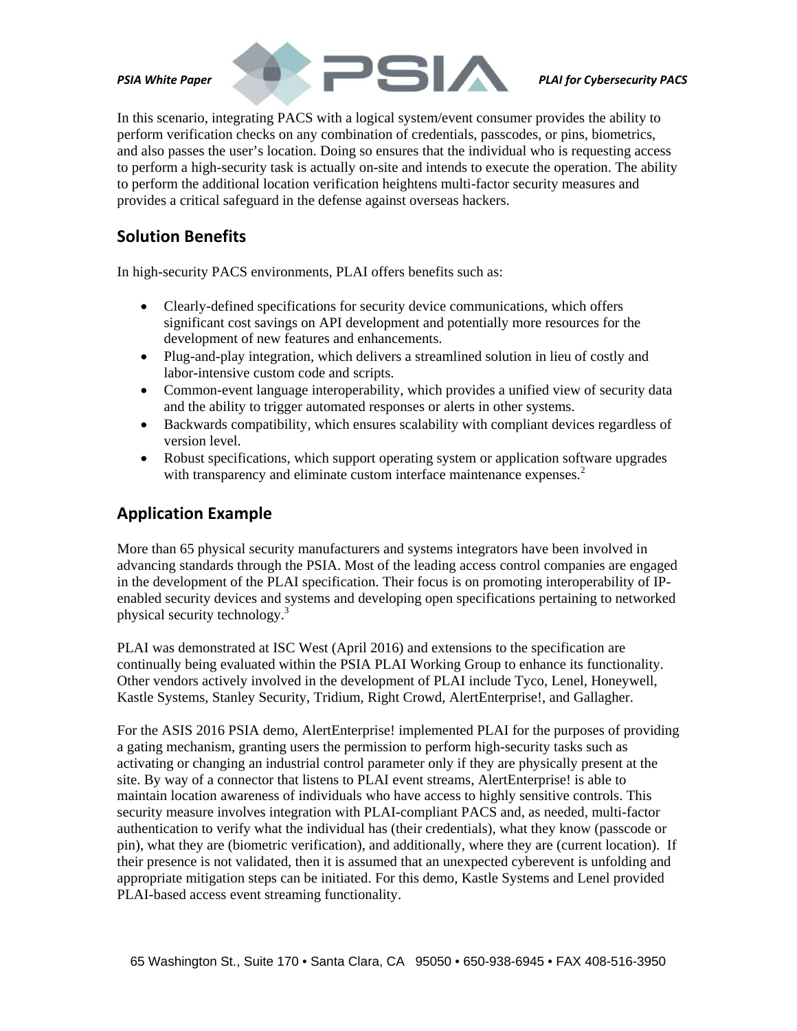In this scenario, integrating PACS with a logical system/event consumer provides the ability to perform verification checks on any combination of credentials, passcodes, or pins, biometrics, and also passes the user's location. Doing so ensures that the individual who is requesting access to perform a high-security task is actually on-site and intends to execute the operation. The ability to perform the additional location verification heightens multi-factor security measures and provides a critical safeguard in the defense against overseas hackers.

## Solution Benefits

In high-security PACS environments, PLAI offers benefits such as:

- Clearly-defined specifications for security device communications, which offers significant cost savings on API development and potentially more resources for the development of new features and enhancements.
- Plug-and-play integration, which delivers a streamlined solution in lieu of costly and labor-intensive custom code and scripts.
- Common-event language interoperability, which provides a unified view of security data and the ability to trigger automated responses or alerts in other systems.
- Backwards compatibility, which ensures scalability with compliant devices regardless of version level.
- Robust specifications, which support operating system or application software upgrades with transparency and eliminate custom interface maintenance expenses.[2]

## Application Example

More than 65 physical security manufacturers and systems integrators have been involved in advancing standards through the PSIA. Most of the leading access control companies are engaged in the development of the PLAI specification. Their focus is on promoting interoperability of IP-enabled security devices and systems and developing open specifications pertaining to networked physical security technology.[3]

PLAI was demonstrated at ISC West (April 2016) and extensions to the specification are continually being evaluated within the PSIA PLAI Working Group to enhance its functionality. Other vendors actively involved in the development of PLAI include Tyco, Lenel, Honeywell, Kastle Systems, Stanley Security, Tridium, Right Crowd, AlertEnterprise!, and Gallagher.

For the ASIS 2016 PSIA demo, AlertEnterprise! implemented PLAI for the purposes of providing a gating mechanism, granting users the permission to perform high-security tasks such as activating or changing an industrial control parameter only if they are physically present at the site. By way of a connector that listens to PLAI event streams, AlertEnterprise! is able to maintain location awareness of individuals who have access to highly sensitive controls. This security measure involves integration with PLAI-compliant PACS and, as needed, multi-factor authentication to verify what the individual has (their credentials), what they know (passcode or pin), what they are (biometric verification), and additionally, where they are (current location). If their presence is not validated, then it is assumed that an unexpected cyberevent is unfolding and appropriate mitigation steps can be initiated. For this demo, Kastle Systems and Lenel provided PLAI-based access event streaming functionality.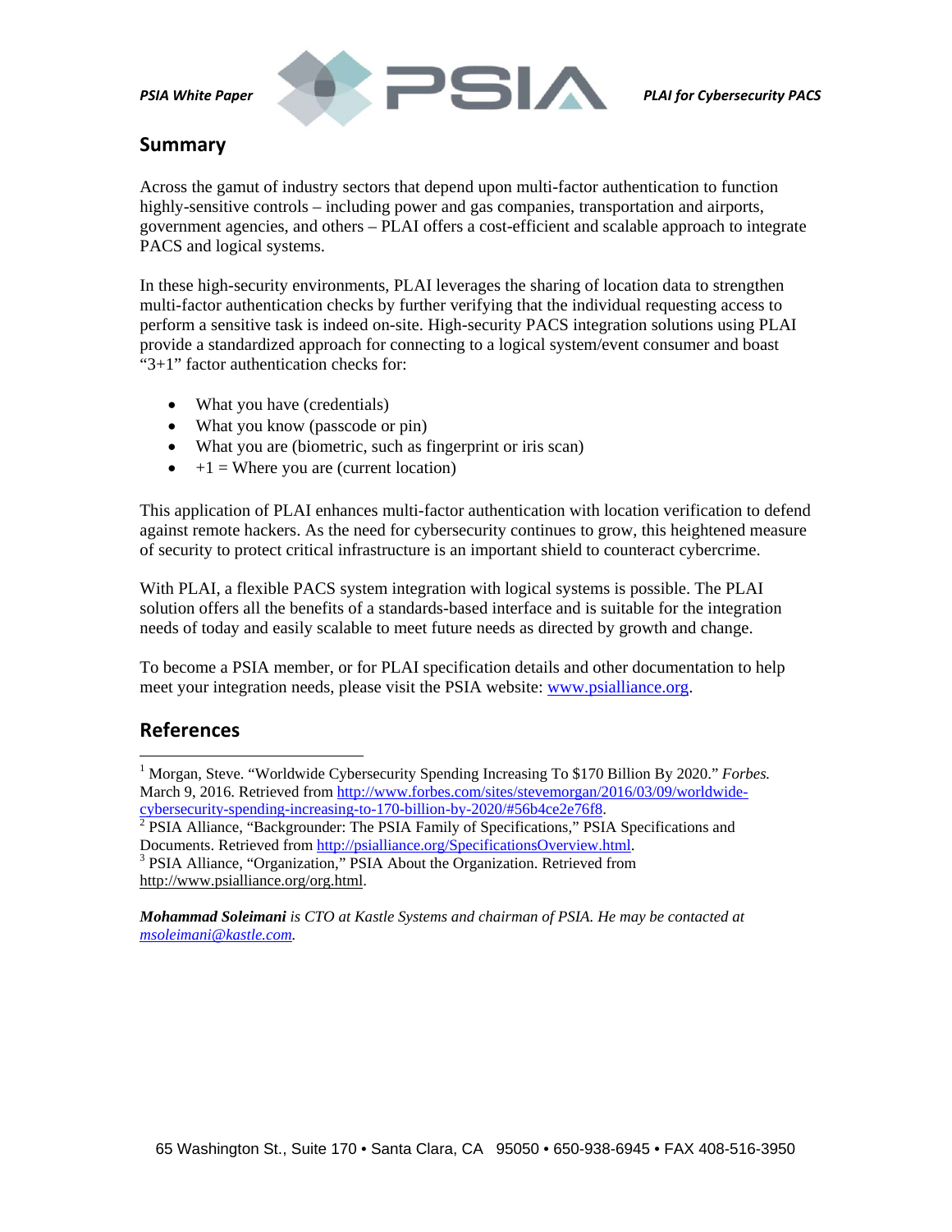## Summary

Across the gamut of industry sectors that depend upon multi-factor authentication to function highly-sensitive controls – including power and gas companies, transportation and airports, government agencies, and others – PLAI offers a cost-efficient and scalable approach to integrate PACS and logical systems.

In these high-security environments, PLAI leverages the sharing of location data to strengthen multi-factor authentication checks by further verifying that the individual requesting access to perform a sensitive task is indeed on-site. High-security PACS integration solutions using PLAI provide a standardized approach for connecting to a logical system/event consumer and boast "3+1" factor authentication checks for:

- What you have (credentials)
- What you know (passcode or pin)
- What you are (biometric, such as fingerprint or iris scan)
- +1 = Where you are (current location)

This application of PLAI enhances multi-factor authentication with location verification to defend against remote hackers. As the need for cybersecurity continues to grow, this heightened measure of security to protect critical infrastructure is an important shield to counteract cybercrime.

With PLAI, a flexible PACS system integration with logical systems is possible. The PLAI solution offers all the benefits of a standards-based interface and is suitable for the integration needs of today and easily scalable to meet future needs as directed by growth and change.

To become a PSIA member, or for PLAI specification details and other documentation to help meet your integration needs, please visit the PSIA website: [www.psialliance.org](http://www.psialliance.org).

## References

[1] Morgan, Steve. "Worldwide Cybersecurity Spending Increasing To $170 Billion By 2020." *Forbes.* March 9, 2016. Retrieved from http://www.forbes.com/sites/stevemorgan/2016/03/09/worldwide-cybersecurity-spending-increasing-to-170-billion-by-2020/#56b4ce2e76f8.

[2] PSIA Alliance, "Backgrounder: The PSIA Family of Specifications," PSIA Specifications and Documents. Retrieved from http://psialliance.org/SpecificationsOverview.html.

[3] PSIA Alliance, "Organization," PSIA About the Organization. Retrieved from http://www.psialliance.org/org.html.

***Mohammad Soleimani*** *is CTO at Kastle Systems and chairman of PSIA. He may be contacted at* *msoleimani@kastle.com.*

65 Washington St., Suite 170 • Santa Clara, CA 95050 • 650-938-6945 • FAX 408-516-3950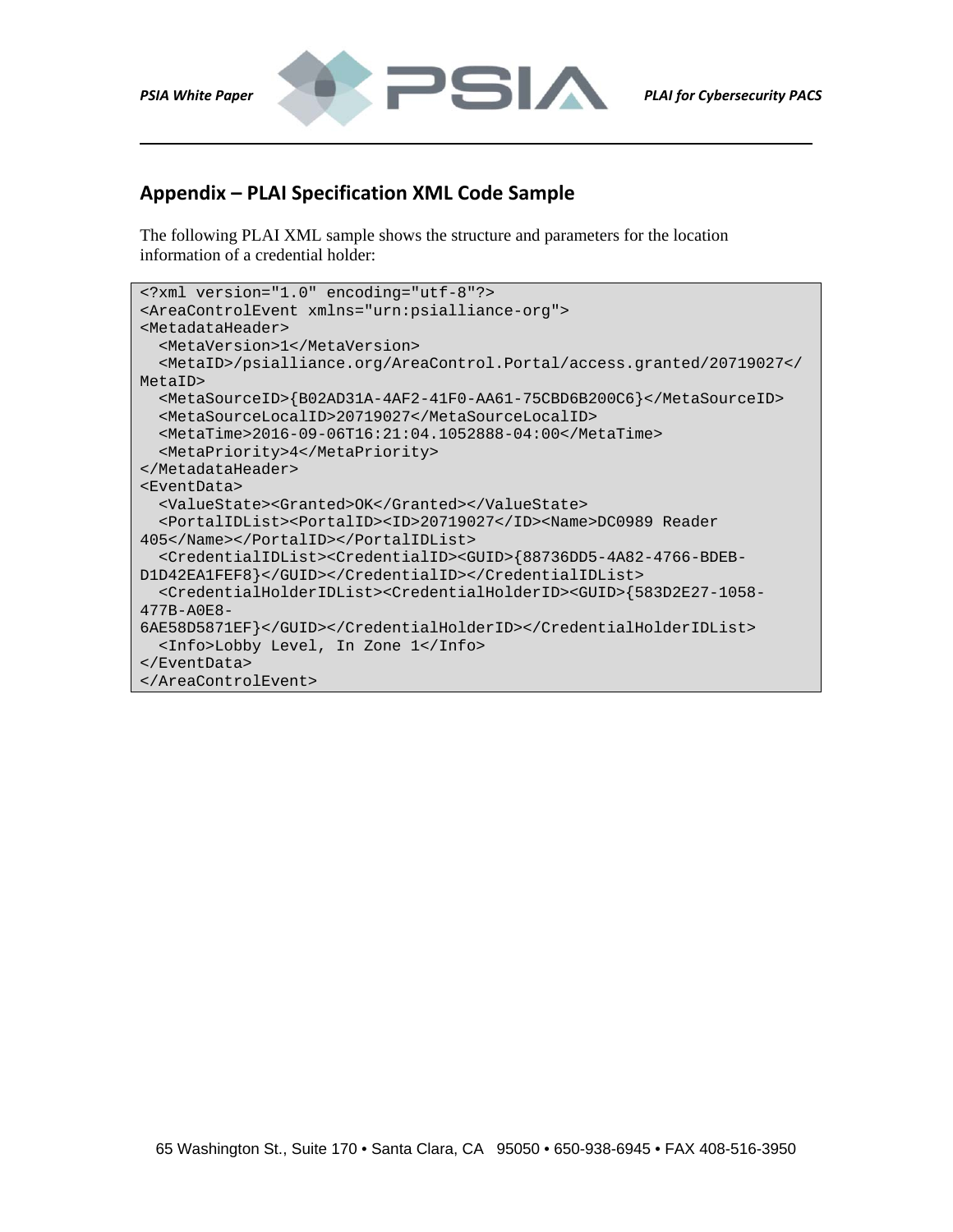## Appendix – PLAI Specification XML Code Sample

The following PLAI XML sample shows the structure and parameters for the location information of a credential holder:

```
<?xml version="1.0" encoding="utf-8"?>
<AreaControlEvent xmlns="urn:psialliance-org">
<MetadataHeader>
  <MetaVersion>1</MetaVersion>
  <MetaID>/psialliance.org/AreaControl.Portal/access.granted/20719027</
MetaID>
  <MetaSourceID>{B02AD31A-4AF2-41F0-AA61-75CBD6B200C6}</MetaSourceID>
  <MetaSourceLocalID>20719027</MetaSourceLocalID>
  <MetaTime>2016-09-06T16:21:04.1052888-04:00</MetaTime>
  <MetaPriority>4</MetaPriority>
</MetadataHeader>
<EventData>
  <ValueState><Granted>OK</Granted></ValueState>
  <PortalIDList><PortalID><ID>20719027</ID><Name>DC0989 Reader
405</Name></PortalID></PortalIDList>
  <CredentialIDList><CredentialID><GUID>{88736DD5-4A82-4766-BDEB-
D1D42EA1FEF8}</GUID></CredentialID></CredentialIDList>
  <CredentialHolderIDList><CredentialHolderID><GUID>{583D2E27-1058-
477B-A0E8-
6AE58D5871EF}</GUID></CredentialHolderID></CredentialHolderIDList>
  <Info>Lobby Level, In Zone 1</Info>
</EventData>
</AreaControlEvent>
```